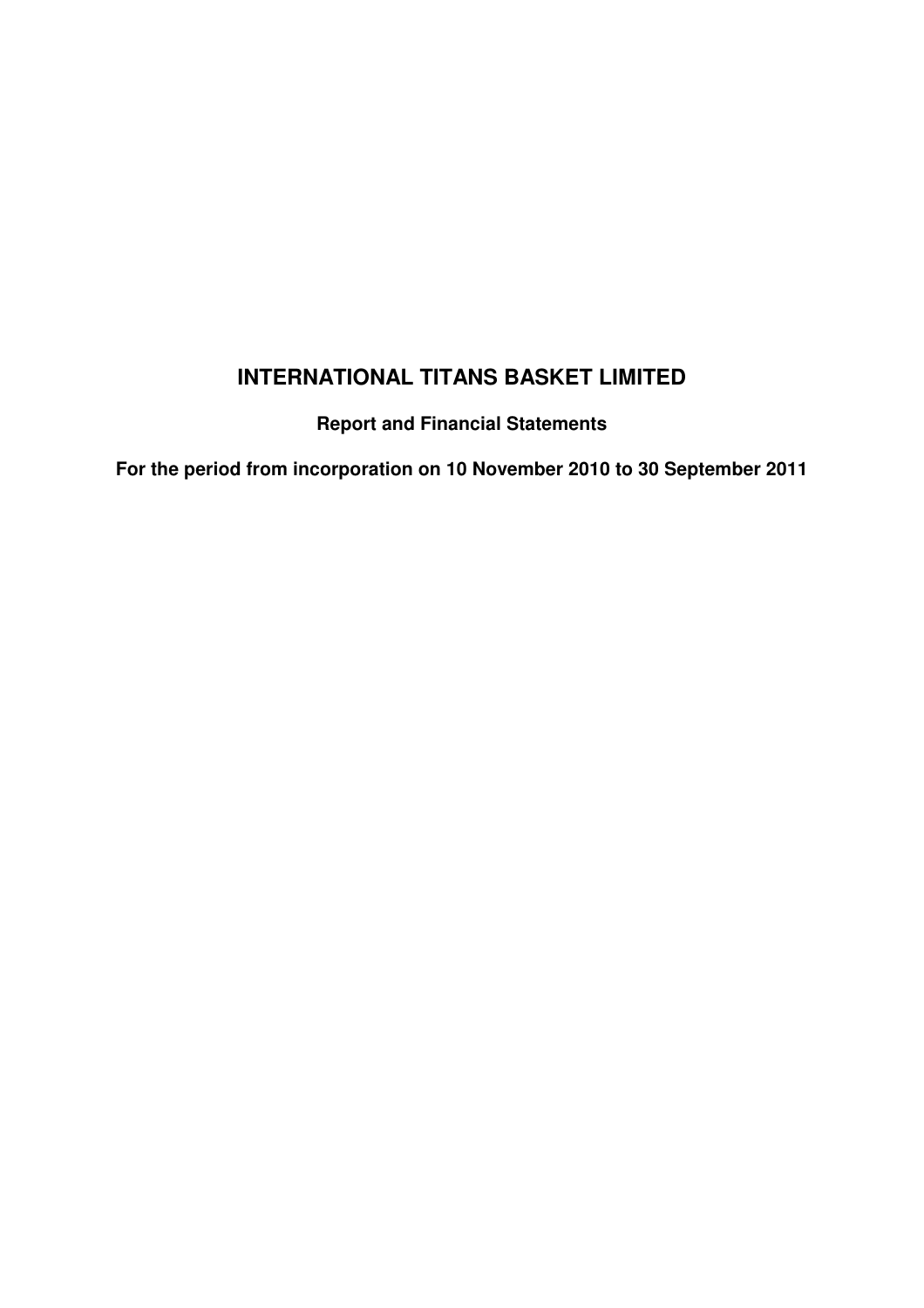# INTERNATIONAL TITANS BASKET LIMITED

**Report and Financial Statements**

**For the period from incorporation on 10 November 2010 to 30 September 2011**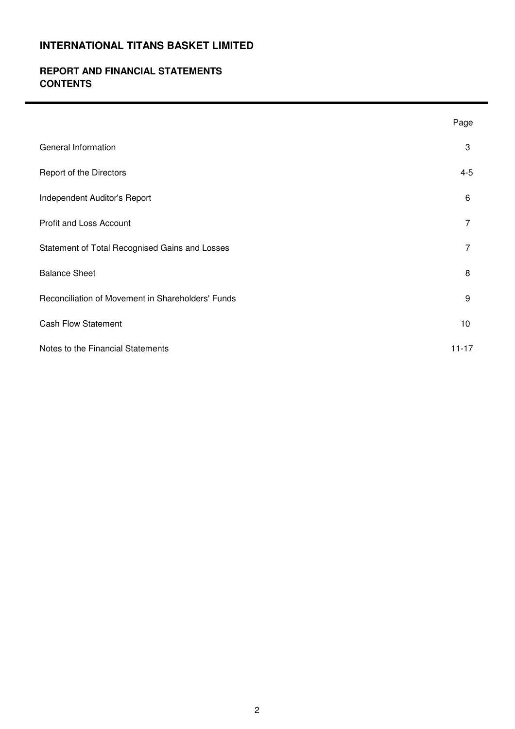# INTERNATIONAL TITANS BASKET LIMITED

## REPORT AND FINANCIAL STATEMENTS
## CONTENTS

| | Page |
|---|---|
| General Information | 3 |
| Report of the Directors | 4-5 |
| Independent Auditor's Report | 6 |
| Profit and Loss Account | 7 |
| Statement of Total Recognised Gains and Losses | 7 |
| Balance Sheet | 8 |
| Reconciliation of Movement in Shareholders' Funds | 9 |
| Cash Flow Statement | 10 |
| Notes to the Financial Statements | 11-17 |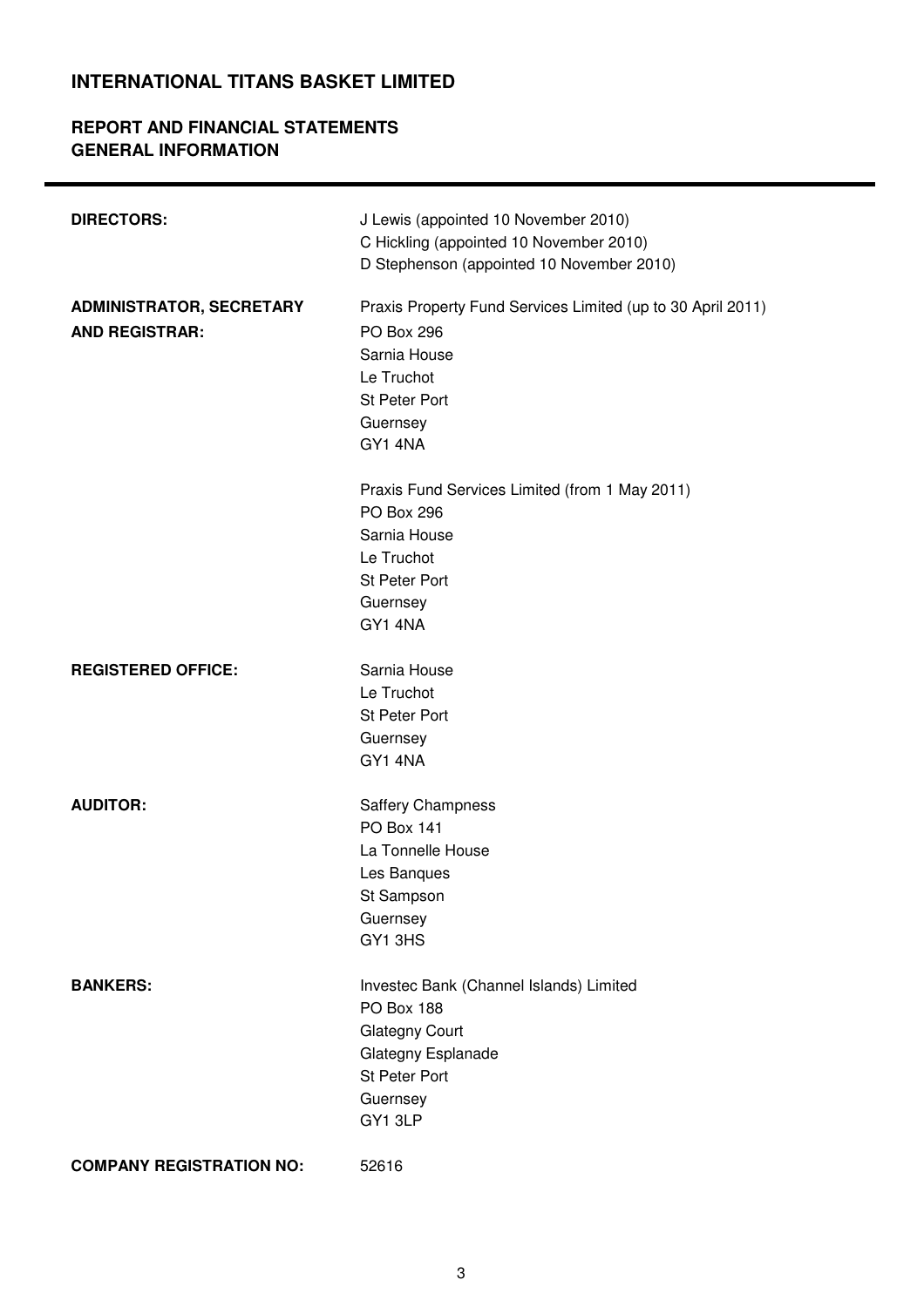# INTERNATIONAL TITANS BASKET LIMITED

## REPORT AND FINANCIAL STATEMENTS
## GENERAL INFORMATION

**DIRECTORS:**

J Lewis (appointed 10 November 2010)
C Hickling (appointed 10 November 2010)
D Stephenson (appointed 10 November 2010)

**ADMINISTRATOR, SECRETARY AND REGISTRAR:**

Praxis Property Fund Services Limited (up to 30 April 2011)
PO Box 296
Sarnia House
Le Truchot
St Peter Port
Guernsey
GY1 4NA

Praxis Fund Services Limited (from 1 May 2011)
PO Box 296
Sarnia House
Le Truchot
St Peter Port
Guernsey
GY1 4NA

**REGISTERED OFFICE:**

Sarnia House
Le Truchot
St Peter Port
Guernsey
GY1 4NA

**AUDITOR:**

Saffery Champness
PO Box 141
La Tonnelle House
Les Banques
St Sampson
Guernsey
GY1 3HS

**BANKERS:**

Investec Bank (Channel Islands) Limited
PO Box 188
Glategny Court
Glategny Esplanade
St Peter Port
Guernsey
GY1 3LP

**COMPANY REGISTRATION NO:** 52616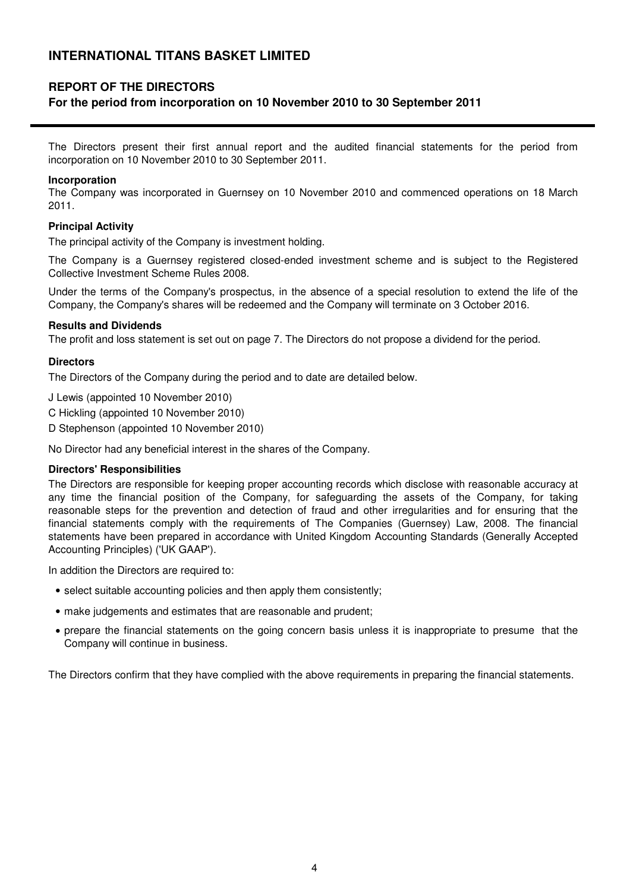# INTERNATIONAL TITANS BASKET LIMITED

## REPORT OF THE DIRECTORS

**For the period from incorporation on 10 November 2010 to 30 September 2011**

The Directors present their first annual report and the audited financial statements for the period from incorporation on 10 November 2010 to 30 September 2011.

**Incorporation**

The Company was incorporated in Guernsey on 10 November 2010 and commenced operations on 18 March 2011.

**Principal Activity**

The principal activity of the Company is investment holding.

The Company is a Guernsey registered closed-ended investment scheme and is subject to the Registered Collective Investment Scheme Rules 2008.

Under the terms of the Company's prospectus, in the absence of a special resolution to extend the life of the Company, the Company's shares will be redeemed and the Company will terminate on 3 October 2016.

**Results and Dividends**

The profit and loss statement is set out on page 7. The Directors do not propose a dividend for the period.

**Directors**

The Directors of the Company during the period and to date are detailed below.

J Lewis (appointed 10 November 2010)

C Hickling (appointed 10 November 2010)

D Stephenson (appointed 10 November 2010)

No Director had any beneficial interest in the shares of the Company.

**Directors' Responsibilities**

The Directors are responsible for keeping proper accounting records which disclose with reasonable accuracy at any time the financial position of the Company, for safeguarding the assets of the Company, for taking reasonable steps for the prevention and detection of fraud and other irregularities and for ensuring that the financial statements comply with the requirements of The Companies (Guernsey) Law, 2008. The financial statements have been prepared in accordance with United Kingdom Accounting Standards (Generally Accepted Accounting Principles) ('UK GAAP').

In addition the Directors are required to:

- select suitable accounting policies and then apply them consistently;
- make judgements and estimates that are reasonable and prudent;
- prepare the financial statements on the going concern basis unless it is inappropriate to presume that the Company will continue in business.

The Directors confirm that they have complied with the above requirements in preparing the financial statements.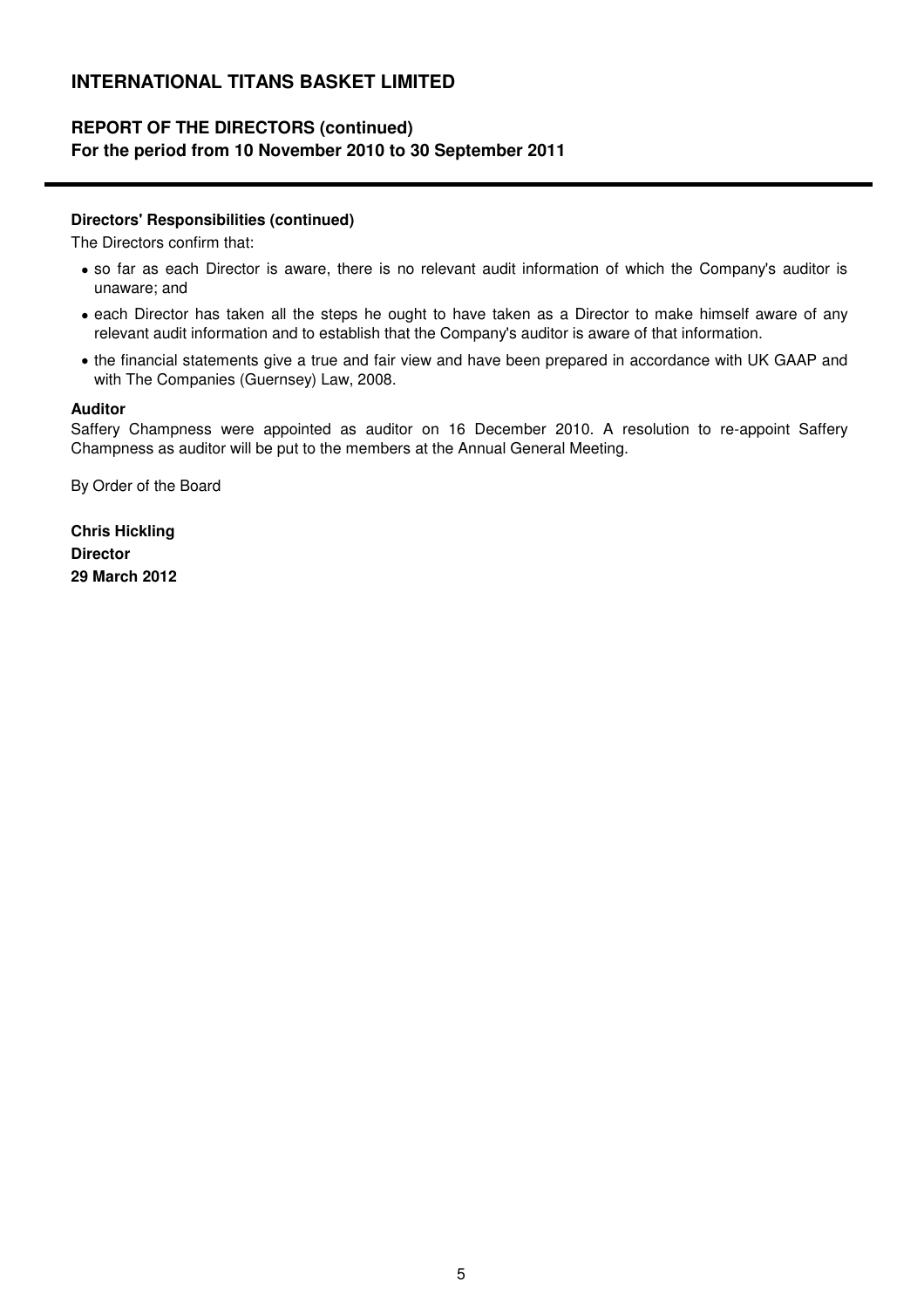# INTERNATIONAL TITANS BASKET LIMITED

## REPORT OF THE DIRECTORS (continued)
**For the period from 10 November 2010 to 30 September 2011**

### Directors' Responsibilities (continued)

The Directors confirm that:

- so far as each Director is aware, there is no relevant audit information of which the Company's auditor is unaware; and
- each Director has taken all the steps he ought to have taken as a Director to make himself aware of any relevant audit information and to establish that the Company's auditor is aware of that information.
- the financial statements give a true and fair view and have been prepared in accordance with UK GAAP and with The Companies (Guernsey) Law, 2008.

### Auditor

Saffery Champness were appointed as auditor on 16 December 2010. A resolution to re-appoint Saffery Champness as auditor will be put to the members at the Annual General Meeting.

By Order of the Board

**Chris Hickling**
**Director**
**29 March 2012**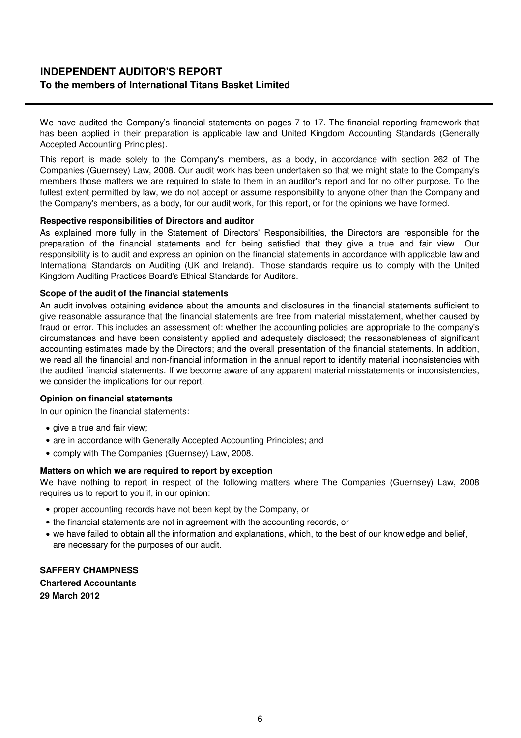# INDEPENDENT AUDITOR'S REPORT
## To the members of International Titans Basket Limited

We have audited the Company's financial statements on pages 7 to 17. The financial reporting framework that has been applied in their preparation is applicable law and United Kingdom Accounting Standards (Generally Accepted Accounting Principles).

This report is made solely to the Company's members, as a body, in accordance with section 262 of The Companies (Guernsey) Law, 2008. Our audit work has been undertaken so that we might state to the Company's members those matters we are required to state to them in an auditor's report and for no other purpose. To the fullest extent permitted by law, we do not accept or assume responsibility to anyone other than the Company and the Company's members, as a body, for our audit work, for this report, or for the opinions we have formed.

**Respective responsibilities of Directors and auditor**

As explained more fully in the Statement of Directors' Responsibilities, the Directors are responsible for the preparation of the financial statements and for being satisfied that they give a true and fair view. Our responsibility is to audit and express an opinion on the financial statements in accordance with applicable law and International Standards on Auditing (UK and Ireland). Those standards require us to comply with the United Kingdom Auditing Practices Board's Ethical Standards for Auditors.

**Scope of the audit of the financial statements**

An audit involves obtaining evidence about the amounts and disclosures in the financial statements sufficient to give reasonable assurance that the financial statements are free from material misstatement, whether caused by fraud or error. This includes an assessment of: whether the accounting policies are appropriate to the company's circumstances and have been consistently applied and adequately disclosed; the reasonableness of significant accounting estimates made by the Directors; and the overall presentation of the financial statements. In addition, we read all the financial and non-financial information in the annual report to identify material inconsistencies with the audited financial statements. If we become aware of any apparent material misstatements or inconsistencies, we consider the implications for our report.

**Opinion on financial statements**

In our opinion the financial statements:

- give a true and fair view;
- are in accordance with Generally Accepted Accounting Principles; and
- comply with The Companies (Guernsey) Law, 2008.

**Matters on which we are required to report by exception**

We have nothing to report in respect of the following matters where The Companies (Guernsey) Law, 2008 requires us to report to you if, in our opinion:

- proper accounting records have not been kept by the Company, or
- the financial statements are not in agreement with the accounting records, or
- we have failed to obtain all the information and explanations, which, to the best of our knowledge and belief, are necessary for the purposes of our audit.

**SAFFERY CHAMPNESS**
**Chartered Accountants**
**29 March 2012**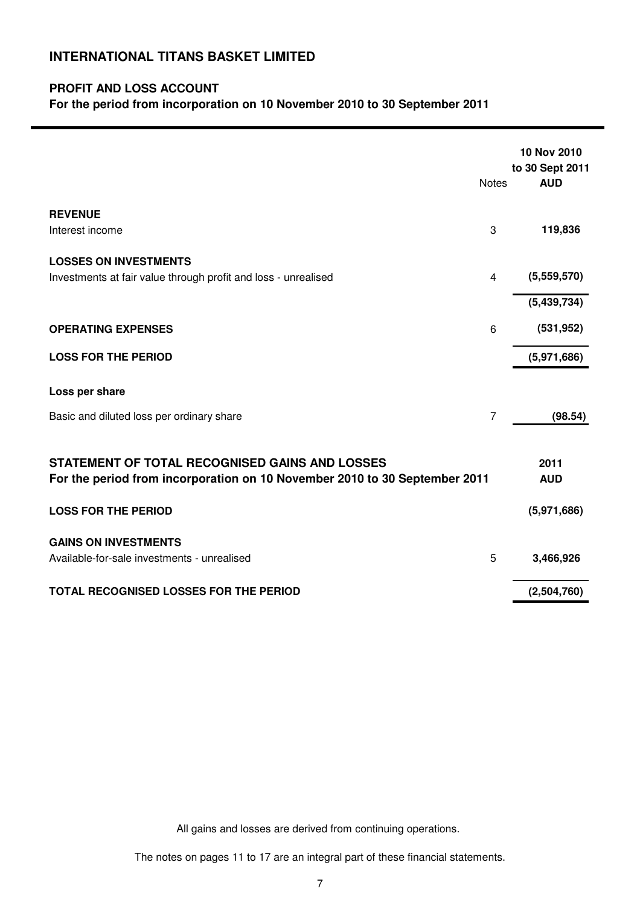# INTERNATIONAL TITANS BASKET LIMITED

## PROFIT AND LOSS ACCOUNT

**For the period from incorporation on 10 November 2010 to 30 September 2011**

| | Notes | 10 Nov 2010 to 30 Sept 2011 AUD |
|---|---|---|
| **REVENUE** | | |
| Interest income | 3 | **119,836** |
| **LOSSES ON INVESTMENTS** | | |
| Investments at fair value through profit and loss - unrealised | 4 | **(5,559,570)** |
| | | **(5,439,734)** |
| **OPERATING EXPENSES** | 6 | **(531,952)** |
| **LOSS FOR THE PERIOD** | | **(5,971,686)** |
| **Loss per share** | | |
| Basic and diluted loss per ordinary share | 7 | **(98.54)** |

## STATEMENT OF TOTAL RECOGNISED GAINS AND LOSSES

**For the period from incorporation on 10 November 2010 to 30 September 2011**

| | Notes | 2011 AUD |
|---|---|---|
| **LOSS FOR THE PERIOD** | | **(5,971,686)** |
| **GAINS ON INVESTMENTS** | | |
| Available-for-sale investments - unrealised | 5 | **3,466,926** |
| **TOTAL RECOGNISED LOSSES FOR THE PERIOD** | | **(2,504,760)** |

All gains and losses are derived from continuing operations.

The notes on pages 11 to 17 are an integral part of these financial statements.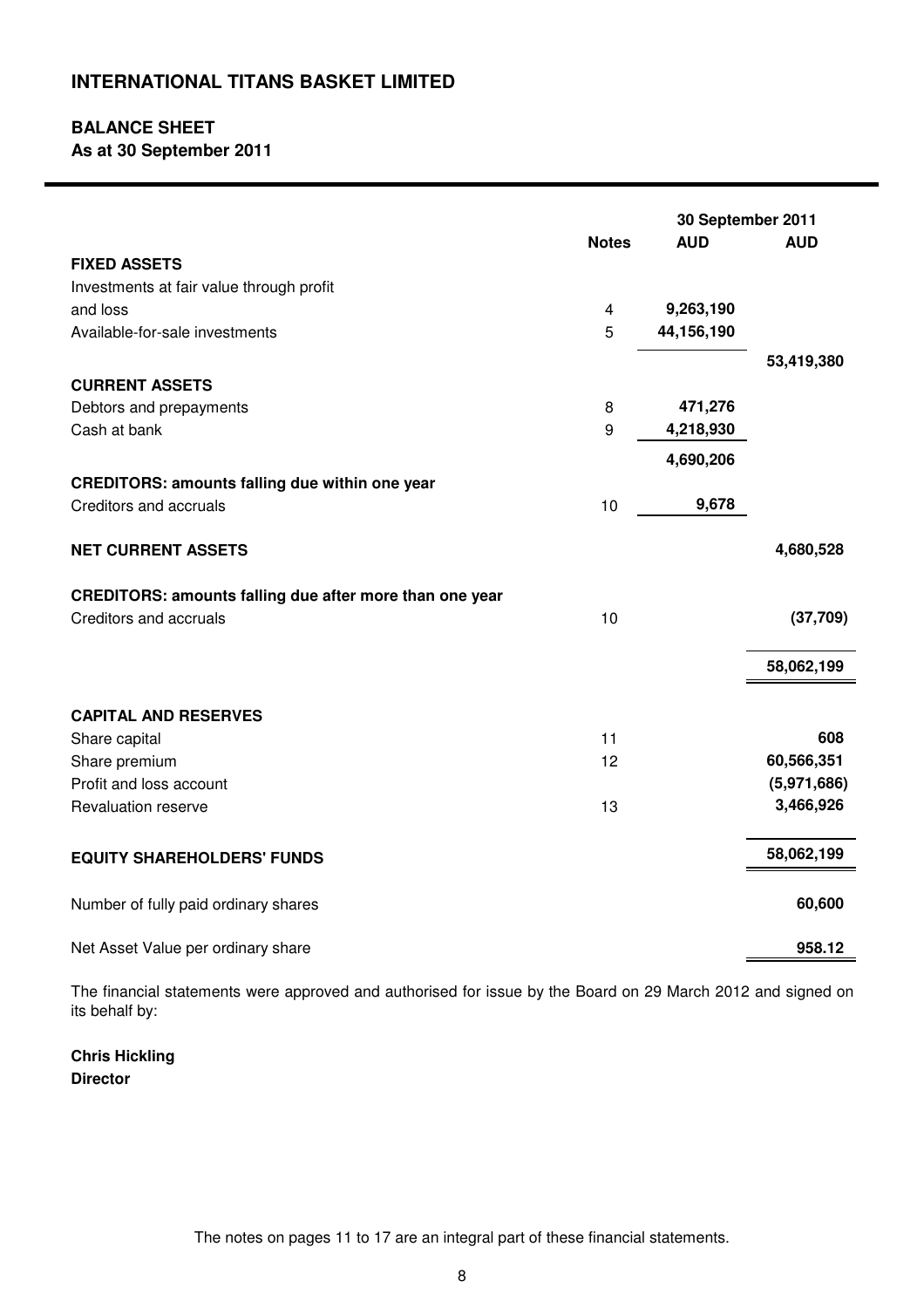# INTERNATIONAL TITANS BASKET LIMITED

## BALANCE SHEET
**As at 30 September 2011**

| | Notes | 30 September 2011 AUD | AUD |
|---|---|---|---|
| **FIXED ASSETS** | | | |
| Investments at fair value through profit and loss | 4 | **9,263,190** | |
| Available-for-sale investments | 5 | **44,156,190** | |
| | | | **53,419,380** |
| **CURRENT ASSETS** | | | |
| Debtors and prepayments | 8 | **471,276** | |
| Cash at bank | 9 | **4,218,930** | |
| | | **4,690,206** | |
| **CREDITORS: amounts falling due within one year** | | | |
| Creditors and accruals | 10 | **9,678** | |
| **NET CURRENT ASSETS** | | | **4,680,528** |
| **CREDITORS: amounts falling due after more than one year** | | | |
| Creditors and accruals | 10 | | **(37,709)** |
| | | | **58,062,199** |
| **CAPITAL AND RESERVES** | | | |
| Share capital | 11 | | **608** |
| Share premium | 12 | | **60,566,351** |
| Profit and loss account | | | **(5,971,686)** |
| Revaluation reserve | 13 | | **3,466,926** |
| **EQUITY SHAREHOLDERS' FUNDS** | | | **58,062,199** |
| Number of fully paid ordinary shares | | | **60,600** |
| Net Asset Value per ordinary share | | | **958.12** |

The financial statements were approved and authorised for issue by the Board on 29 March 2012 and signed on its behalf by:

**Chris Hickling**
**Director**

The notes on pages 11 to 17 are an integral part of these financial statements.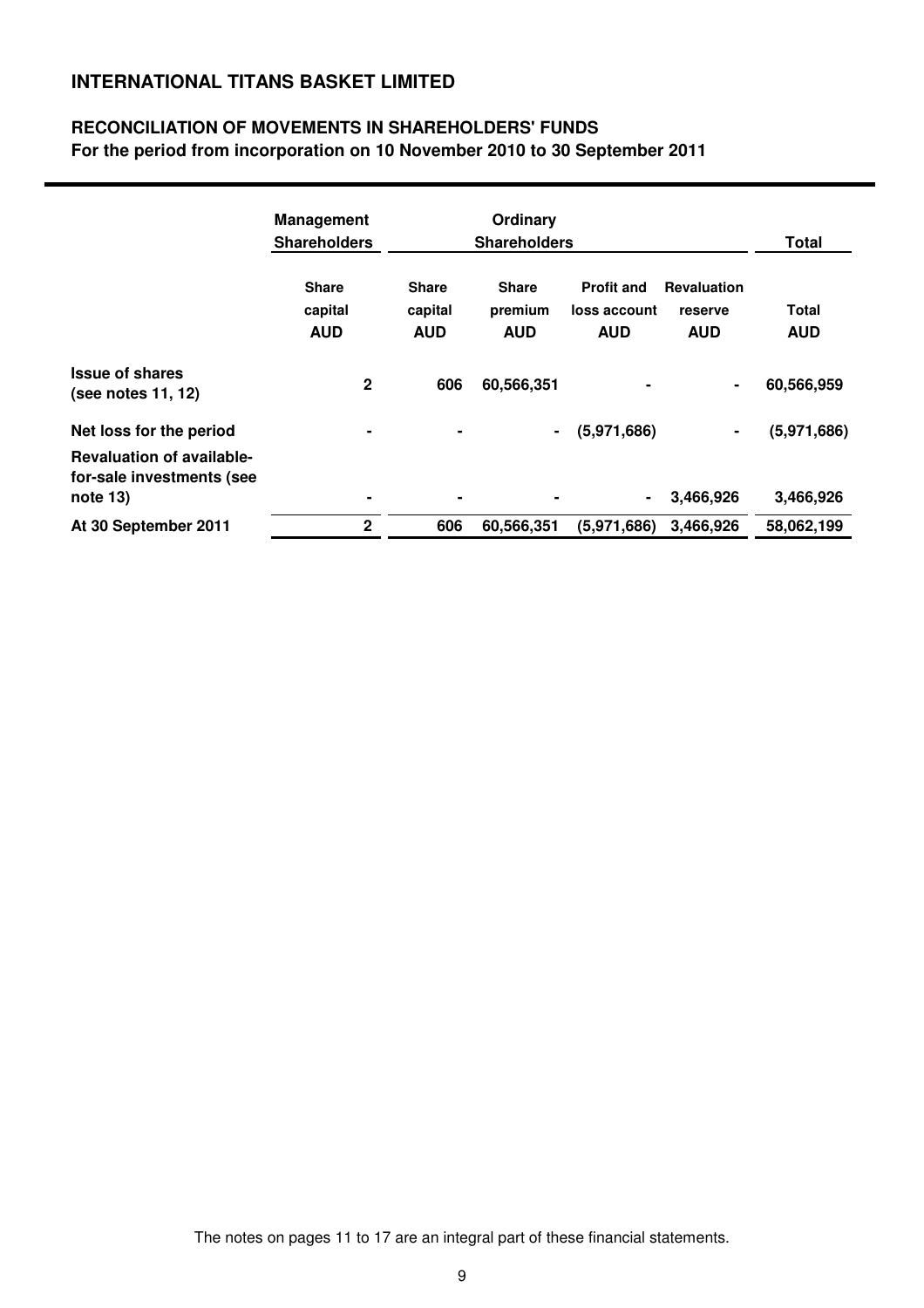## INTERNATIONAL TITANS BASKET LIMITED

### RECONCILIATION OF MOVEMENTS IN SHAREHOLDERS' FUNDS
**For the period from incorporation on 10 November 2010 to 30 September 2011**

| | Management Shareholders | Ordinary Shareholders | | | | Total |
|---|---|---|---|---|---|---|
| | **Share capital AUD** | **Share capital AUD** | **Share premium AUD** | **Profit and loss account AUD** | **Revaluation reserve AUD** | **Total AUD** |
| **Issue of shares (see notes 11, 12)** | **2** | **606** | **60,566,351** | **-** | **-** | **60,566,959** |
| **Net loss for the period** | **-** | **-** | **-** | **(5,971,686)** | **-** | **(5,971,686)** |
| **Revaluation of available-for-sale investments (see note 13)** | **-** | **-** | **-** | **-** | **3,466,926** | **3,466,926** |
| **At 30 September 2011** | **2** | **606** | **60,566,351** | **(5,971,686)** | **3,466,926** | **58,062,199** |

The notes on pages 11 to 17 are an integral part of these financial statements.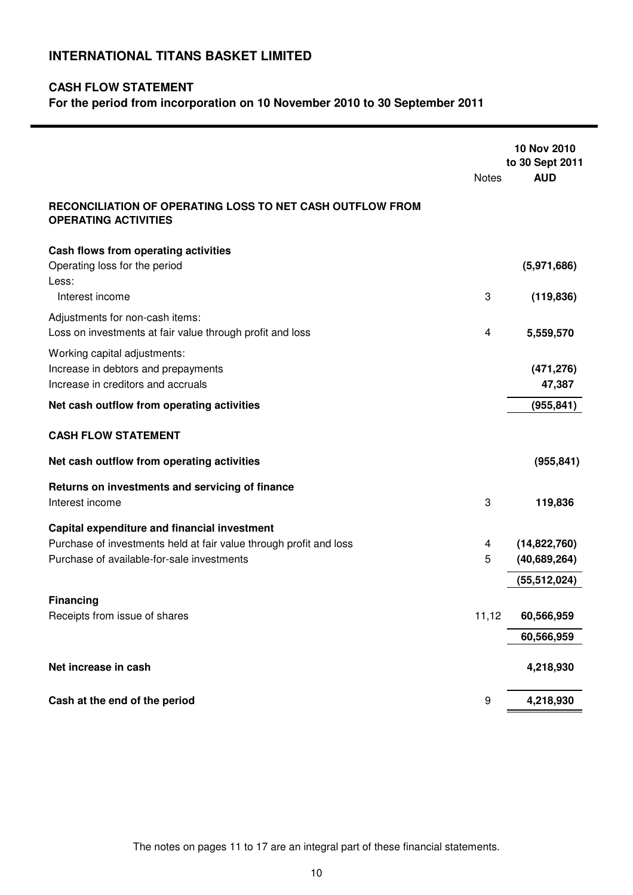# INTERNATIONAL TITANS BASKET LIMITED

## CASH FLOW STATEMENT

**For the period from incorporation on 10 November 2010 to 30 September 2011**

| | Notes | 10 Nov 2010 to 30 Sept 2011 AUD |
|---|---|---|
| **RECONCILIATION OF OPERATING LOSS TO NET CASH OUTFLOW FROM OPERATING ACTIVITIES** | | |
| **Cash flows from operating activities** | | |
| Operating loss for the period | | **(5,971,686)** |
| Less: | | |
| Interest income | 3 | **(119,836)** |
| Adjustments for non-cash items: | | |
| Loss on investments at fair value through profit and loss | 4 | **5,559,570** |
| Working capital adjustments: | | |
| Increase in debtors and prepayments | | **(471,276)** |
| Increase in creditors and accruals | | **47,387** |
| **Net cash outflow from operating activities** | | **(955,841)** |
| **CASH FLOW STATEMENT** | | |
| **Net cash outflow from operating activities** | | **(955,841)** |
| **Returns on investments and servicing of finance** | | |
| Interest income | 3 | **119,836** |
| **Capital expenditure and financial investment** | | |
| Purchase of investments held at fair value through profit and loss | 4 | **(14,822,760)** |
| Purchase of available-for-sale investments | 5 | **(40,689,264)** |
| | | **(55,512,024)** |
| **Financing** | | |
| Receipts from issue of shares | 11,12 | **60,566,959** |
| | | **60,566,959** |
| **Net increase in cash** | | **4,218,930** |
| **Cash at the end of the period** | 9 | **4,218,930** |

The notes on pages 11 to 17 are an integral part of these financial statements.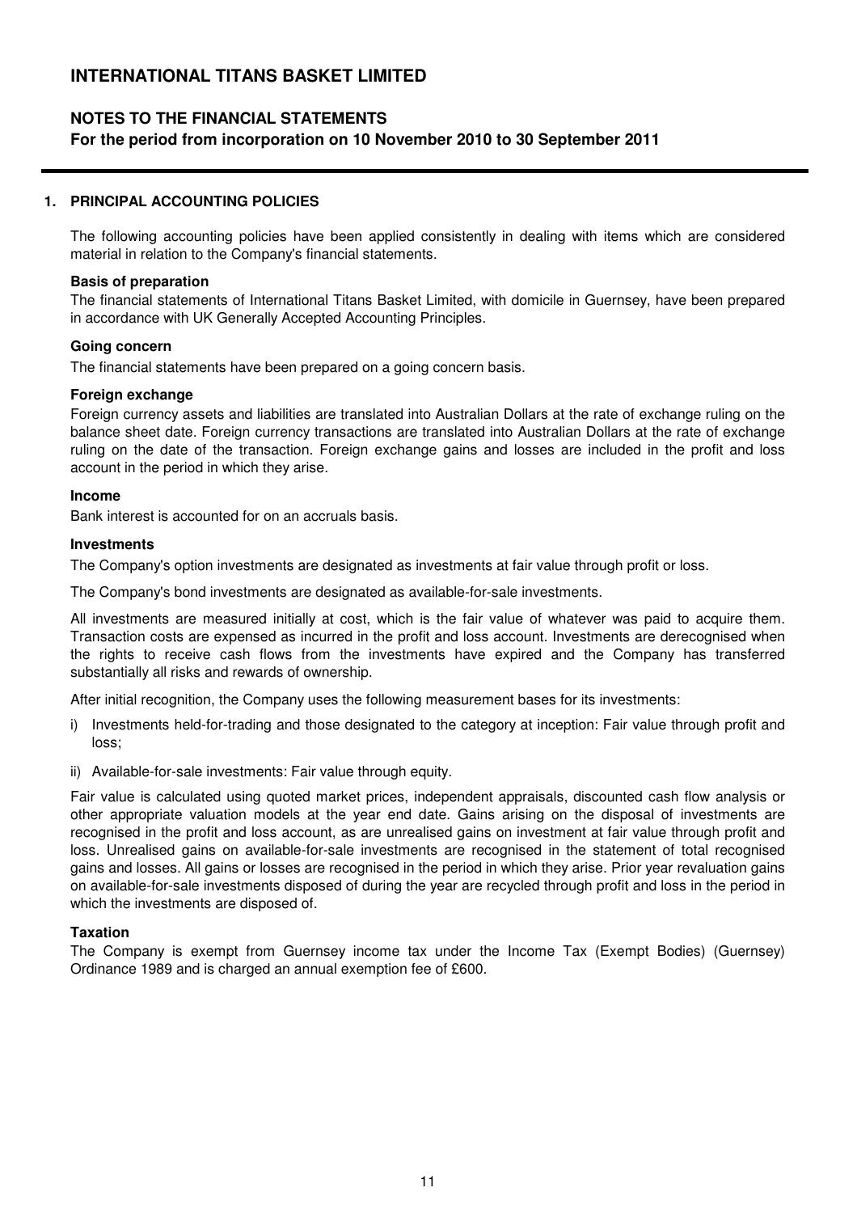# INTERNATIONAL TITANS BASKET LIMITED

## NOTES TO THE FINANCIAL STATEMENTS

**For the period from incorporation on 10 November 2010 to 30 September 2011**

### 1. PRINCIPAL ACCOUNTING POLICIES

The following accounting policies have been applied consistently in dealing with items which are considered material in relation to the Company's financial statements.

**Basis of preparation**

The financial statements of International Titans Basket Limited, with domicile in Guernsey, have been prepared in accordance with UK Generally Accepted Accounting Principles.

**Going concern**

The financial statements have been prepared on a going concern basis.

**Foreign exchange**

Foreign currency assets and liabilities are translated into Australian Dollars at the rate of exchange ruling on the balance sheet date. Foreign currency transactions are translated into Australian Dollars at the rate of exchange ruling on the date of the transaction. Foreign exchange gains and losses are included in the profit and loss account in the period in which they arise.

**Income**

Bank interest is accounted for on an accruals basis.

**Investments**

The Company's option investments are designated as investments at fair value through profit or loss.

The Company's bond investments are designated as available-for-sale investments.

All investments are measured initially at cost, which is the fair value of whatever was paid to acquire them. Transaction costs are expensed as incurred in the profit and loss account. Investments are derecognised when the rights to receive cash flows from the investments have expired and the Company has transferred substantially all risks and rewards of ownership.

After initial recognition, the Company uses the following measurement bases for its investments:

i) Investments held-for-trading and those designated to the category at inception: Fair value through profit and loss;

ii) Available-for-sale investments: Fair value through equity.

Fair value is calculated using quoted market prices, independent appraisals, discounted cash flow analysis or other appropriate valuation models at the year end date. Gains arising on the disposal of investments are recognised in the profit and loss account, as are unrealised gains on investment at fair value through profit and loss. Unrealised gains on available-for-sale investments are recognised in the statement of total recognised gains and losses. All gains or losses are recognised in the period in which they arise. Prior year revaluation gains on available-for-sale investments disposed of during the year are recycled through profit and loss in the period in which the investments are disposed of.

**Taxation**

The Company is exempt from Guernsey income tax under the Income Tax (Exempt Bodies) (Guernsey) Ordinance 1989 and is charged an annual exemption fee of £600.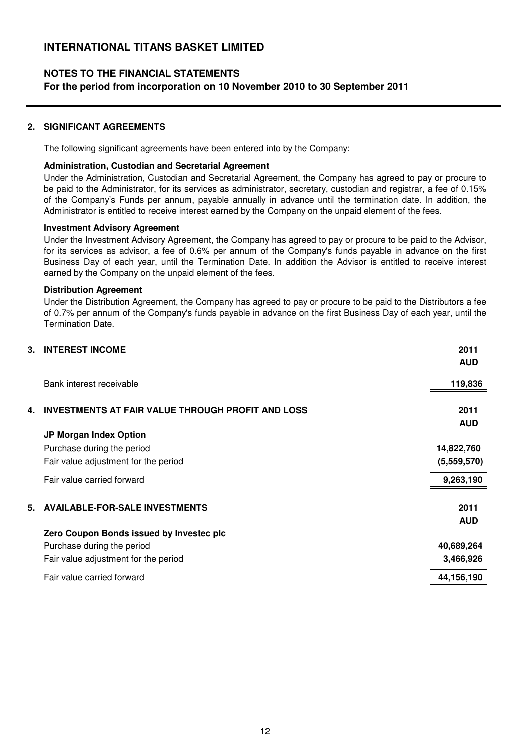# INTERNATIONAL TITANS BASKET LIMITED

## NOTES TO THE FINANCIAL STATEMENTS

**For the period from incorporation on 10 November 2010 to 30 September 2011**

### 2. SIGNIFICANT AGREEMENTS

The following significant agreements have been entered into by the Company:

**Administration, Custodian and Secretarial Agreement**

Under the Administration, Custodian and Secretarial Agreement, the Company has agreed to pay or procure to be paid to the Administrator, for its services as administrator, secretary, custodian and registrar, a fee of 0.15% of the Company's Funds per annum, payable annually in advance until the termination date. In addition, the Administrator is entitled to receive interest earned by the Company on the unpaid element of the fees.

**Investment Advisory Agreement**

Under the Investment Advisory Agreement, the Company has agreed to pay or procure to be paid to the Advisor, for its services as advisor, a fee of 0.6% per annum of the Company's funds payable in advance on the first Business Day of each year, until the Termination Date. In addition the Advisor is entitled to receive interest earned by the Company on the unpaid element of the fees.

**Distribution Agreement**

Under the Distribution Agreement, the Company has agreed to pay or procure to be paid to the Distributors a fee of 0.7% per annum of the Company's funds payable in advance on the first Business Day of each year, until the Termination Date.

### 3. INTEREST INCOME

| | 2011 AUD |
|---|---|
| Bank interest receivable | 119,836 |

### 4. INVESTMENTS AT FAIR VALUE THROUGH PROFIT AND LOSS

| | 2011 AUD |
|---|---|
| **JP Morgan Index Option** | |
| Purchase during the period | 14,822,760 |
| Fair value adjustment for the period | (5,559,570) |
| Fair value carried forward | 9,263,190 |

### 5. AVAILABLE-FOR-SALE INVESTMENTS

| | 2011 AUD |
|---|---|
| **Zero Coupon Bonds issued by Investec plc** | |
| Purchase during the period | 40,689,264 |
| Fair value adjustment for the period | 3,466,926 |
| Fair value carried forward | 44,156,190 |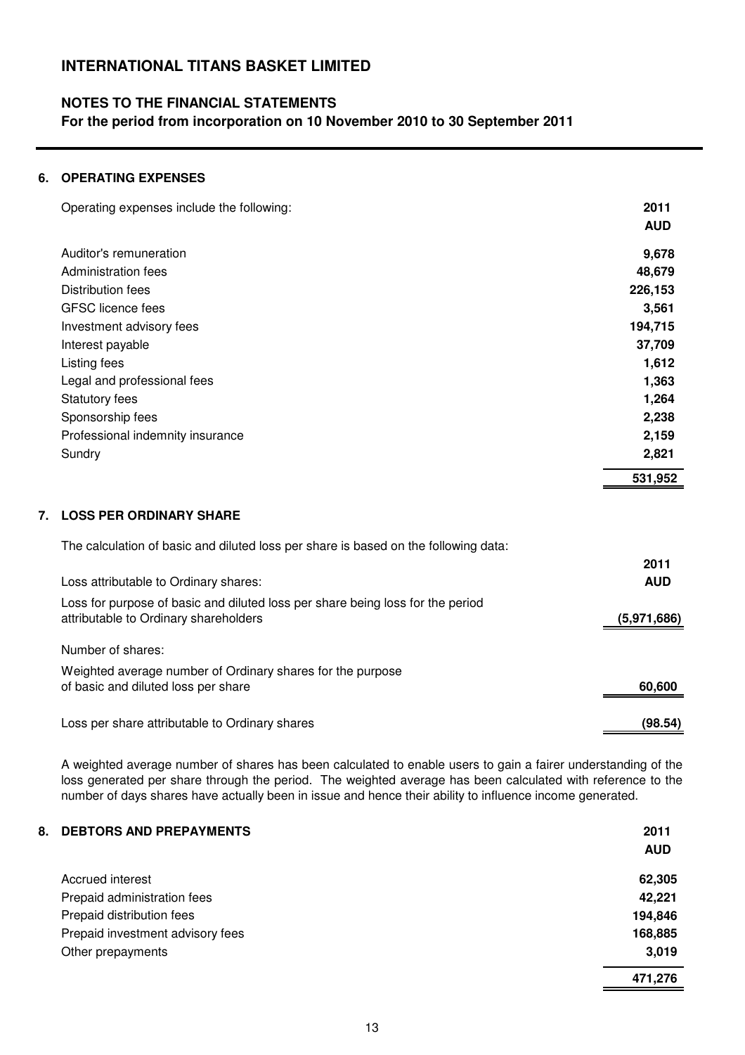# INTERNATIONAL TITANS BASKET LIMITED

## NOTES TO THE FINANCIAL STATEMENTS

**For the period from incorporation on 10 November 2010 to 30 September 2011**

### 6. OPERATING EXPENSES

| Operating expenses include the following: | 2011 AUD |
|---|---|
| Auditor's remuneration | 9,678 |
| Administration fees | 48,679 |
| Distribution fees | 226,153 |
| GFSC licence fees | 3,561 |
| Investment advisory fees | 194,715 |
| Interest payable | 37,709 |
| Listing fees | 1,612 |
| Legal and professional fees | 1,363 |
| Statutory fees | 1,264 |
| Sponsorship fees | 2,238 |
| Professional indemnity insurance | 2,159 |
| Sundry | 2,821 |
| | **531,952** |

### 7. LOSS PER ORDINARY SHARE

The calculation of basic and diluted loss per share is based on the following data:

| | 2011 AUD |
|---|---|
| Loss attributable to Ordinary shares: | |
| Loss for purpose of basic and diluted loss per share being loss for the period attributable to Ordinary shareholders | (5,971,686) |
| Number of shares: | |
| Weighted average number of Ordinary shares for the purpose of basic and diluted loss per share | 60,600 |
| Loss per share attributable to Ordinary shares | (98.54) |

A weighted average number of shares has been calculated to enable users to gain a fairer understanding of the loss generated per share through the period. The weighted average has been calculated with reference to the number of days shares have actually been in issue and hence their ability to influence income generated.

### 8. DEBTORS AND PREPAYMENTS

| | 2011 AUD |
|---|---|
| Accrued interest | 62,305 |
| Prepaid administration fees | 42,221 |
| Prepaid distribution fees | 194,846 |
| Prepaid investment advisory fees | 168,885 |
| Other prepayments | 3,019 |
| | **471,276** |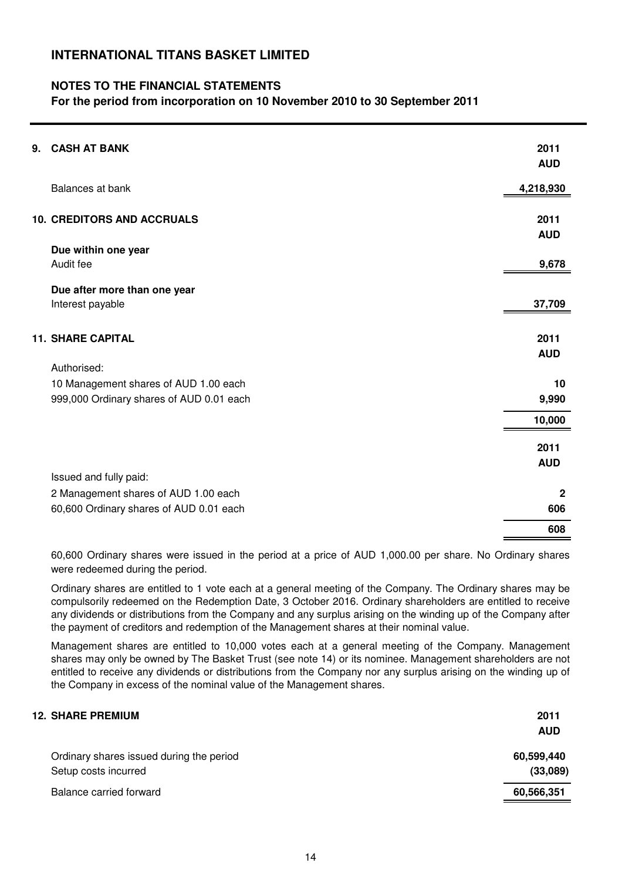# INTERNATIONAL TITANS BASKET LIMITED

## NOTES TO THE FINANCIAL STATEMENTS

**For the period from incorporation on 10 November 2010 to 30 September 2011**

## 9. CASH AT BANK

| | 2011 AUD |
|---|---|
| Balances at bank | 4,218,930 |

## 10. CREDITORS AND ACCRUALS

| | 2011 AUD |
|---|---|
| **Due within one year** | |
| Audit fee | 9,678 |
| **Due after more than one year** | |
| Interest payable | 37,709 |

## 11. SHARE CAPITAL

| | 2011 AUD |
|---|---|
| Authorised: | |
| 10 Management shares of AUD 1.00 each | 10 |
| 999,000 Ordinary shares of AUD 0.01 each | 9,990 |
| | 10,000 |

| | 2011 AUD |
|---|---|
| Issued and fully paid: | |
| 2 Management shares of AUD 1.00 each | 2 |
| 60,600 Ordinary shares of AUD 0.01 each | 606 |
| | 608 |

60,600 Ordinary shares were issued in the period at a price of AUD 1,000.00 per share. No Ordinary shares were redeemed during the period.

Ordinary shares are entitled to 1 vote each at a general meeting of the Company. The Ordinary shares may be compulsorily redeemed on the Redemption Date, 3 October 2016. Ordinary shareholders are entitled to receive any dividends or distributions from the Company and any surplus arising on the winding up of the Company after the payment of creditors and redemption of the Management shares at their nominal value.

Management shares are entitled to 10,000 votes each at a general meeting of the Company. Management shares may only be owned by The Basket Trust (see note 14) or its nominee. Management shareholders are not entitled to receive any dividends or distributions from the Company nor any surplus arising on the winding up of the Company in excess of the nominal value of the Management shares.

## 12. SHARE PREMIUM

| | 2011 AUD |
|---|---|
| Ordinary shares issued during the period | 60,599,440 |
| Setup costs incurred | (33,089) |
| Balance carried forward | 60,566,351 |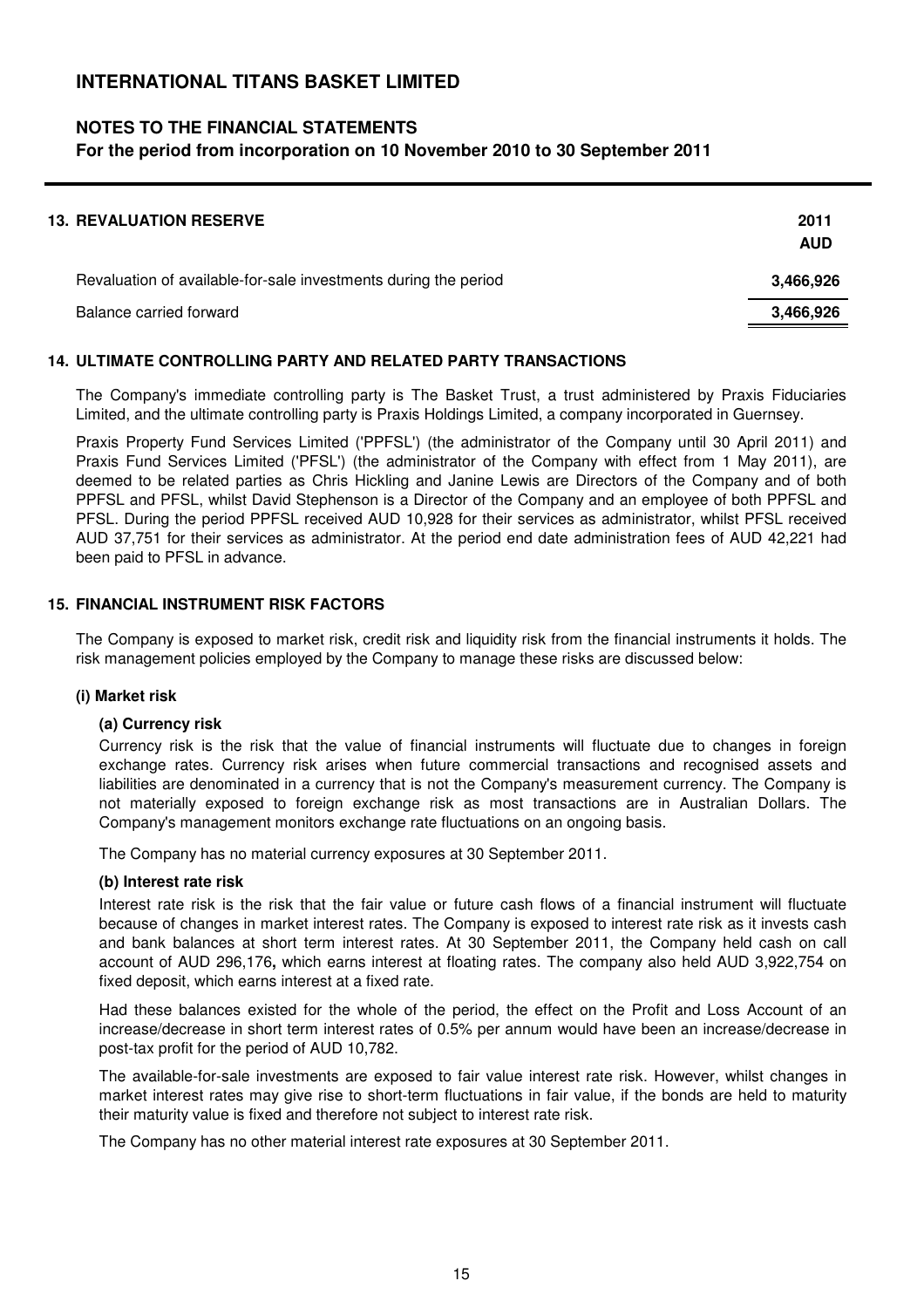# INTERNATIONAL TITANS BASKET LIMITED

## NOTES TO THE FINANCIAL STATEMENTS

**For the period from incorporation on 10 November 2010 to 30 September 2011**

### 13. REVALUATION RESERVE

| | 2011 AUD |
|---|---|
| Revaluation of available-for-sale investments during the period | **3,466,926** |
| Balance carried forward | **3,466,926** |

### 14. ULTIMATE CONTROLLING PARTY AND RELATED PARTY TRANSACTIONS

The Company's immediate controlling party is The Basket Trust, a trust administered by Praxis Fiduciaries Limited, and the ultimate controlling party is Praxis Holdings Limited, a company incorporated in Guernsey.

Praxis Property Fund Services Limited ('PPFSL') (the administrator of the Company until 30 April 2011) and Praxis Fund Services Limited ('PFSL') (the administrator of the Company with effect from 1 May 2011), are deemed to be related parties as Chris Hickling and Janine Lewis are Directors of the Company and of both PPFSL and PFSL, whilst David Stephenson is a Director of the Company and an employee of both PPFSL and PFSL. During the period PPFSL received AUD 10,928 for their services as administrator, whilst PFSL received AUD 37,751 for their services as administrator. At the period end date administration fees of AUD 42,221 had been paid to PFSL in advance.

### 15. FINANCIAL INSTRUMENT RISK FACTORS

The Company is exposed to market risk, credit risk and liquidity risk from the financial instruments it holds. The risk management policies employed by the Company to manage these risks are discussed below:

#### (i) Market risk

**(a) Currency risk**

Currency risk is the risk that the value of financial instruments will fluctuate due to changes in foreign exchange rates. Currency risk arises when future commercial transactions and recognised assets and liabilities are denominated in a currency that is not the Company's measurement currency. The Company is not materially exposed to foreign exchange risk as most transactions are in Australian Dollars. The Company's management monitors exchange rate fluctuations on an ongoing basis.

The Company has no material currency exposures at 30 September 2011.

**(b) Interest rate risk**

Interest rate risk is the risk that the fair value or future cash flows of a financial instrument will fluctuate because of changes in market interest rates. The Company is exposed to interest rate risk as it invests cash and bank balances at short term interest rates. At 30 September 2011, the Company held cash on call account of AUD 296,176**,** which earns interest at floating rates. The company also held AUD 3,922,754 on fixed deposit, which earns interest at a fixed rate.

Had these balances existed for the whole of the period, the effect on the Profit and Loss Account of an increase/decrease in short term interest rates of 0.5% per annum would have been an increase/decrease in post-tax profit for the period of AUD 10,782.

The available-for-sale investments are exposed to fair value interest rate risk. However, whilst changes in market interest rates may give rise to short-term fluctuations in fair value, if the bonds are held to maturity their maturity value is fixed and therefore not subject to interest rate risk.

The Company has no other material interest rate exposures at 30 September 2011.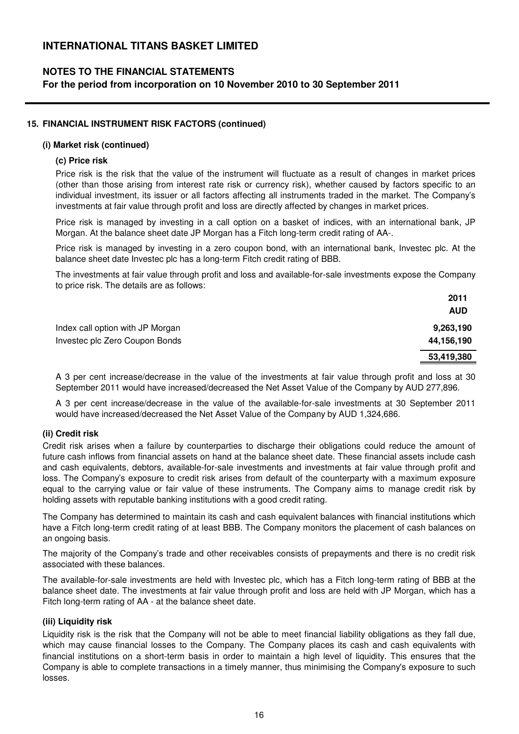# INTERNATIONAL TITANS BASKET LIMITED

## NOTES TO THE FINANCIAL STATEMENTS

### For the period from incorporation on 10 November 2010 to 30 September 2011

---

**15. FINANCIAL INSTRUMENT RISK FACTORS (continued)**

**(i) Market risk (continued)**

**(c) Price risk**

Price risk is the risk that the value of the instrument will fluctuate as a result of changes in market prices (other than those arising from interest rate risk or currency risk), whether caused by factors specific to an individual investment, its issuer or all factors affecting all instruments traded in the market. The Company's investments at fair value through profit and loss are directly affected by changes in market prices.

Price risk is managed by investing in a call option on a basket of indices, with an international bank, JP Morgan. At the balance sheet date JP Morgan has a Fitch long-term credit rating of AA-.

Price risk is managed by investing in a zero coupon bond, with an international bank, Investec plc. At the balance sheet date Investec plc has a long-term Fitch credit rating of BBB.

The investments at fair value through profit and loss and available-for-sale investments expose the Company to price risk. The details are as follows:

| | 2011 AUD |
|---|---|
| Index call option with JP Morgan | 9,263,190 |
| Investec plc Zero Coupon Bonds | 44,156,190 |
| | **53,419,380** |

A 3 per cent increase/decrease in the value of the investments at fair value through profit and loss at 30 September 2011 would have increased/decreased the Net Asset Value of the Company by AUD 277,896.

A 3 per cent increase/decrease in the value of the available-for-sale investments at 30 September 2011 would have increased/decreased the Net Asset Value of the Company by AUD 1,324,686.

**(ii) Credit risk**

Credit risk arises when a failure by counterparties to discharge their obligations could reduce the amount of future cash inflows from financial assets on hand at the balance sheet date. These financial assets include cash and cash equivalents, debtors, available-for-sale investments and investments at fair value through profit and loss. The Company's exposure to credit risk arises from default of the counterparty with a maximum exposure equal to the carrying value or fair value of these instruments. The Company aims to manage credit risk by holding assets with reputable banking institutions with a good credit rating.

The Company has determined to maintain its cash and cash equivalent balances with financial institutions which have a Fitch long-term credit rating of at least BBB. The Company monitors the placement of cash balances on an ongoing basis.

The majority of the Company's trade and other receivables consists of prepayments and there is no credit risk associated with these balances.

The available-for-sale investments are held with Investec plc, which has a Fitch long-term rating of BBB at the balance sheet date. The investments at fair value through profit and loss are held with JP Morgan, which has a Fitch long-term rating of AA - at the balance sheet date.

**(iii) Liquidity risk**

Liquidity risk is the risk that the Company will not be able to meet financial liability obligations as they fall due, which may cause financial losses to the Company. The Company places its cash and cash equivalents with financial institutions on a short-term basis in order to maintain a high level of liquidity. This ensures that the Company is able to complete transactions in a timely manner, thus minimising the Company's exposure to such losses.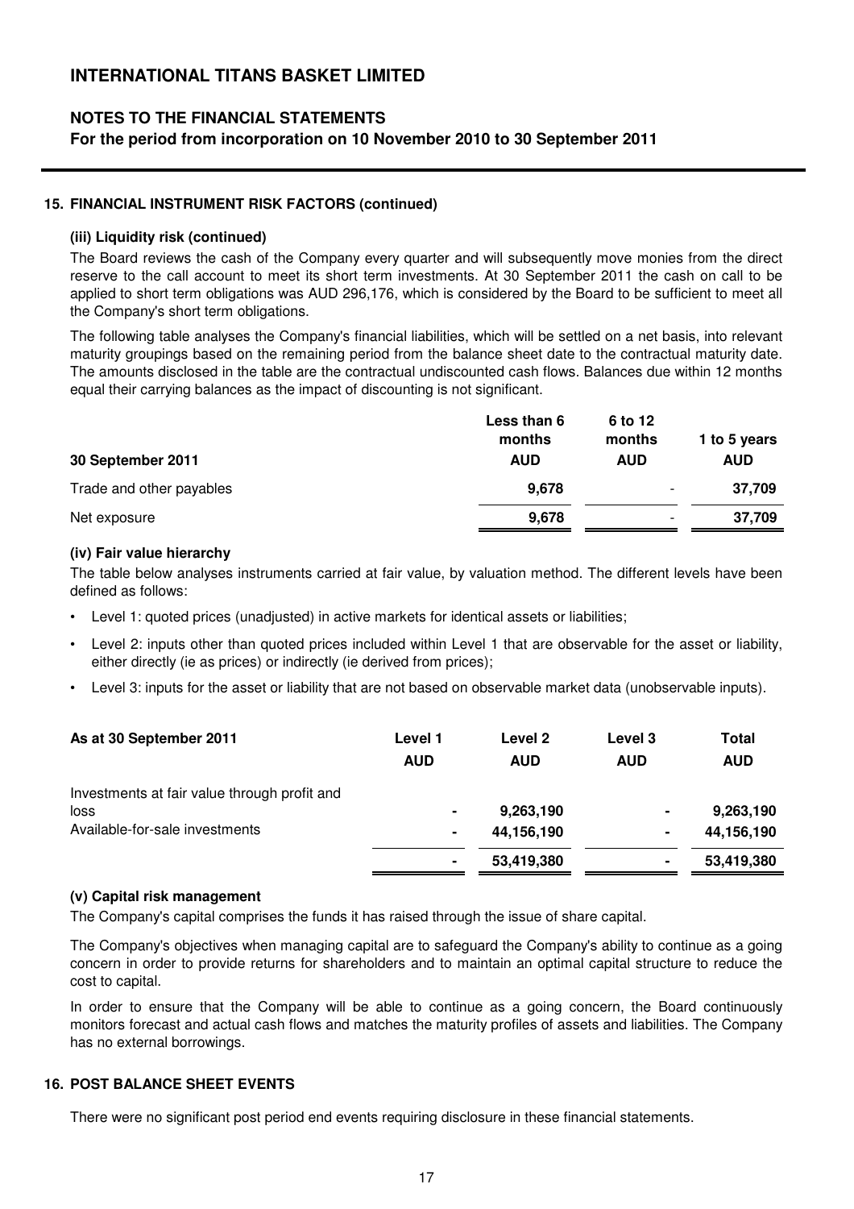# INTERNATIONAL TITANS BASKET LIMITED

## NOTES TO THE FINANCIAL STATEMENTS

**For the period from incorporation on 10 November 2010 to 30 September 2011**

### 15. FINANCIAL INSTRUMENT RISK FACTORS (continued)

#### (iii) Liquidity risk (continued)

The Board reviews the cash of the Company every quarter and will subsequently move monies from the direct reserve to the call account to meet its short term investments. At 30 September 2011 the cash on call to be applied to short term obligations was AUD 296,176, which is considered by the Board to be sufficient to meet all the Company's short term obligations.

The following table analyses the Company's financial liabilities, which will be settled on a net basis, into relevant maturity groupings based on the remaining period from the balance sheet date to the contractual maturity date. The amounts disclosed in the table are the contractual undiscounted cash flows. Balances due within 12 months equal their carrying balances as the impact of discounting is not significant.

| 30 September 2011 | Less than 6 months AUD | 6 to 12 months AUD | 1 to 5 years AUD |
|---|---|---|---|
| Trade and other payables | 9,678 | - | 37,709 |
| Net exposure | 9,678 | - | 37,709 |

#### (iv) Fair value hierarchy

The table below analyses instruments carried at fair value, by valuation method. The different levels have been defined as follows:

- Level 1: quoted prices (unadjusted) in active markets for identical assets or liabilities;
- Level 2: inputs other than quoted prices included within Level 1 that are observable for the asset or liability, either directly (ie as prices) or indirectly (ie derived from prices);
- Level 3: inputs for the asset or liability that are not based on observable market data (unobservable inputs).

| As at 30 September 2011 | Level 1 AUD | Level 2 AUD | Level 3 AUD | Total AUD |
|---|---|---|---|---|
| Investments at fair value through profit and loss | - | 9,263,190 | - | 9,263,190 |
| Available-for-sale investments | - | 44,156,190 | - | 44,156,190 |
| | - | 53,419,380 | - | 53,419,380 |

#### (v) Capital risk management

The Company's capital comprises the funds it has raised through the issue of share capital.

The Company's objectives when managing capital are to safeguard the Company's ability to continue as a going concern in order to provide returns for shareholders and to maintain an optimal capital structure to reduce the cost to capital.

In order to ensure that the Company will be able to continue as a going concern, the Board continuously monitors forecast and actual cash flows and matches the maturity profiles of assets and liabilities. The Company has no external borrowings.

### 16. POST BALANCE SHEET EVENTS

There were no significant post period end events requiring disclosure in these financial statements.